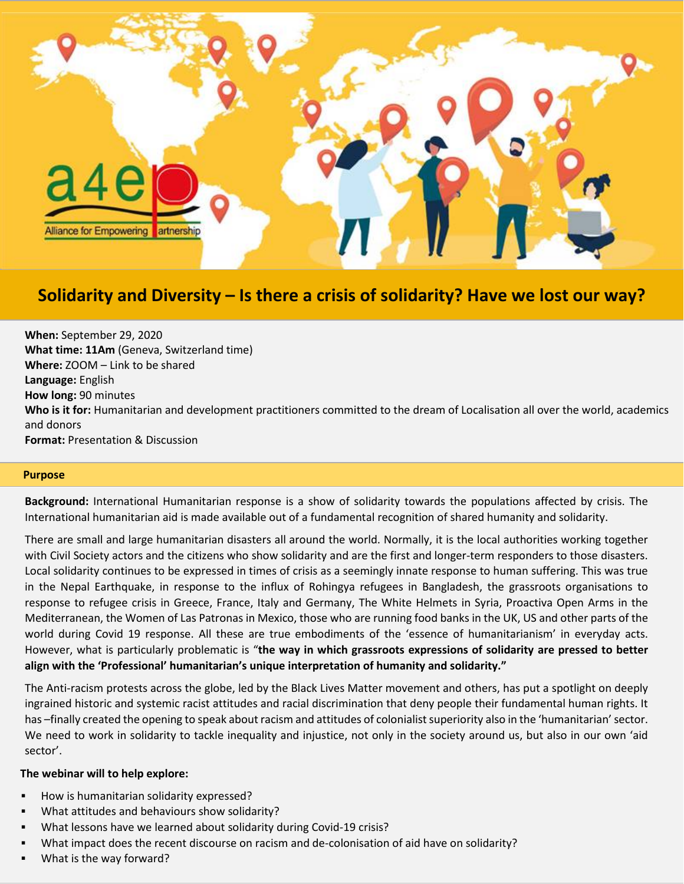# Solidarity and Diversity – Is there a crisis of solidarity? Have we lost our way?

**When:** September 29, 2020
**What time: 11Am** (Geneva, Switzerland time)
**Where:** ZOOM – Link to be shared
**Language:** English
**How long:** 90 minutes
**Who is it for:** Humanitarian and development practitioners committed to the dream of Localisation all over the world, academics and donors
**Format:** Presentation & Discussion

## Purpose

**Background:** International Humanitarian response is a show of solidarity towards the populations affected by crisis. The International humanitarian aid is made available out of a fundamental recognition of shared humanity and solidarity.

There are small and large humanitarian disasters all around the world. Normally, it is the local authorities working together with Civil Society actors and the citizens who show solidarity and are the first and longer-term responders to those disasters. Local solidarity continues to be expressed in times of crisis as a seemingly innate response to human suffering. This was true in the Nepal Earthquake, in response to the influx of Rohingya refugees in Bangladesh, the grassroots organisations to response to refugee crisis in Greece, France, Italy and Germany, The White Helmets in Syria, Proactiva Open Arms in the Mediterranean, the Women of Las Patronas in Mexico, those who are running food banks in the UK, US and other parts of the world during Covid 19 response. All these are true embodiments of the 'essence of humanitarianism' in everyday acts. However, what is particularly problematic is "**the way in which grassroots expressions of solidarity are pressed to better align with the 'Professional' humanitarian's unique interpretation of humanity and solidarity."**

The Anti-racism protests across the globe, led by the Black Lives Matter movement and others, has put a spotlight on deeply ingrained historic and systemic racist attitudes and racial discrimination that deny people their fundamental human rights. It has –finally created the opening to speak about racism and attitudes of colonialist superiority also in the 'humanitarian' sector. We need to work in solidarity to tackle inequality and injustice, not only in the society around us, but also in our own 'aid sector'.

**The webinar will to help explore:**

- How is humanitarian solidarity expressed?
- What attitudes and behaviours show solidarity?
- What lessons have we learned about solidarity during Covid-19 crisis?
- What impact does the recent discourse on racism and de-colonisation of aid have on solidarity?
- What is the way forward?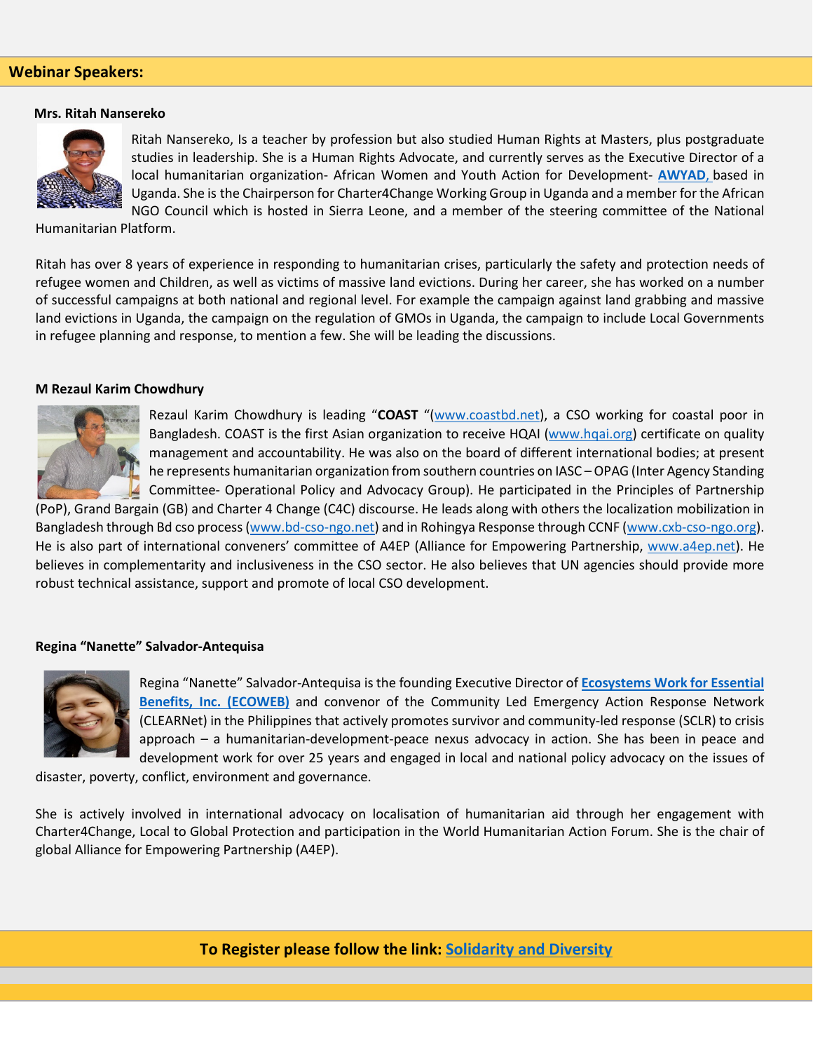## Webinar Speakers:

**Mrs. Ritah Nansereko**

Ritah Nansereko, Is a teacher by profession but also studied Human Rights at Masters, plus postgraduate studies in leadership. She is a Human Rights Advocate, and currently serves as the Executive Director of a local humanitarian organization- African Women and Youth Action for Development- **AWYAD,** based in Uganda. She is the Chairperson for Charter4Change Working Group in Uganda and a member for the African NGO Council which is hosted in Sierra Leone, and a member of the steering committee of the National Humanitarian Platform.

Ritah has over 8 years of experience in responding to humanitarian crises, particularly the safety and protection needs of refugee women and Children, as well as victims of massive land evictions. During her career, she has worked on a number of successful campaigns at both national and regional level. For example the campaign against land grabbing and massive land evictions in Uganda, the campaign on the regulation of GMOs in Uganda, the campaign to include Local Governments in refugee planning and response, to mention a few. She will be leading the discussions.

**M Rezaul Karim Chowdhury**

Rezaul Karim Chowdhury is leading "**COAST** "(www.coastbd.net), a CSO working for coastal poor in Bangladesh. COAST is the first Asian organization to receive HQAI (www.hqai.org) certificate on quality management and accountability. He was also on the board of different international bodies; at present he represents humanitarian organization from southern countries on IASC – OPAG (Inter Agency Standing Committee- Operational Policy and Advocacy Group). He participated in the Principles of Partnership (PoP), Grand Bargain (GB) and Charter 4 Change (C4C) discourse. He leads along with others the localization mobilization in Bangladesh through Bd cso process (www.bd-cso-ngo.net) and in Rohingya Response through CCNF (www.cxb-cso-ngo.org). He is also part of international conveners' committee of A4EP (Alliance for Empowering Partnership, www.a4ep.net). He believes in complementarity and inclusiveness in the CSO sector. He also believes that UN agencies should provide more robust technical assistance, support and promote of local CSO development.

**Regina "Nanette" Salvador-Antequisa**

Regina "Nanette" Salvador-Antequisa is the founding Executive Director of **Ecosystems Work for Essential Benefits, Inc. (ECOWEB)** and convenor of the Community Led Emergency Action Response Network (CLEARNet) in the Philippines that actively promotes survivor and community-led response (SCLR) to crisis approach – a humanitarian-development-peace nexus advocacy in action. She has been in peace and development work for over 25 years and engaged in local and national policy advocacy on the issues of disaster, poverty, conflict, environment and governance.

She is actively involved in international advocacy on localisation of humanitarian aid through her engagement with Charter4Change, Local to Global Protection and participation in the World Humanitarian Action Forum. She is the chair of global Alliance for Empowering Partnership (A4EP).

**To Register please follow the link: Solidarity and Diversity**